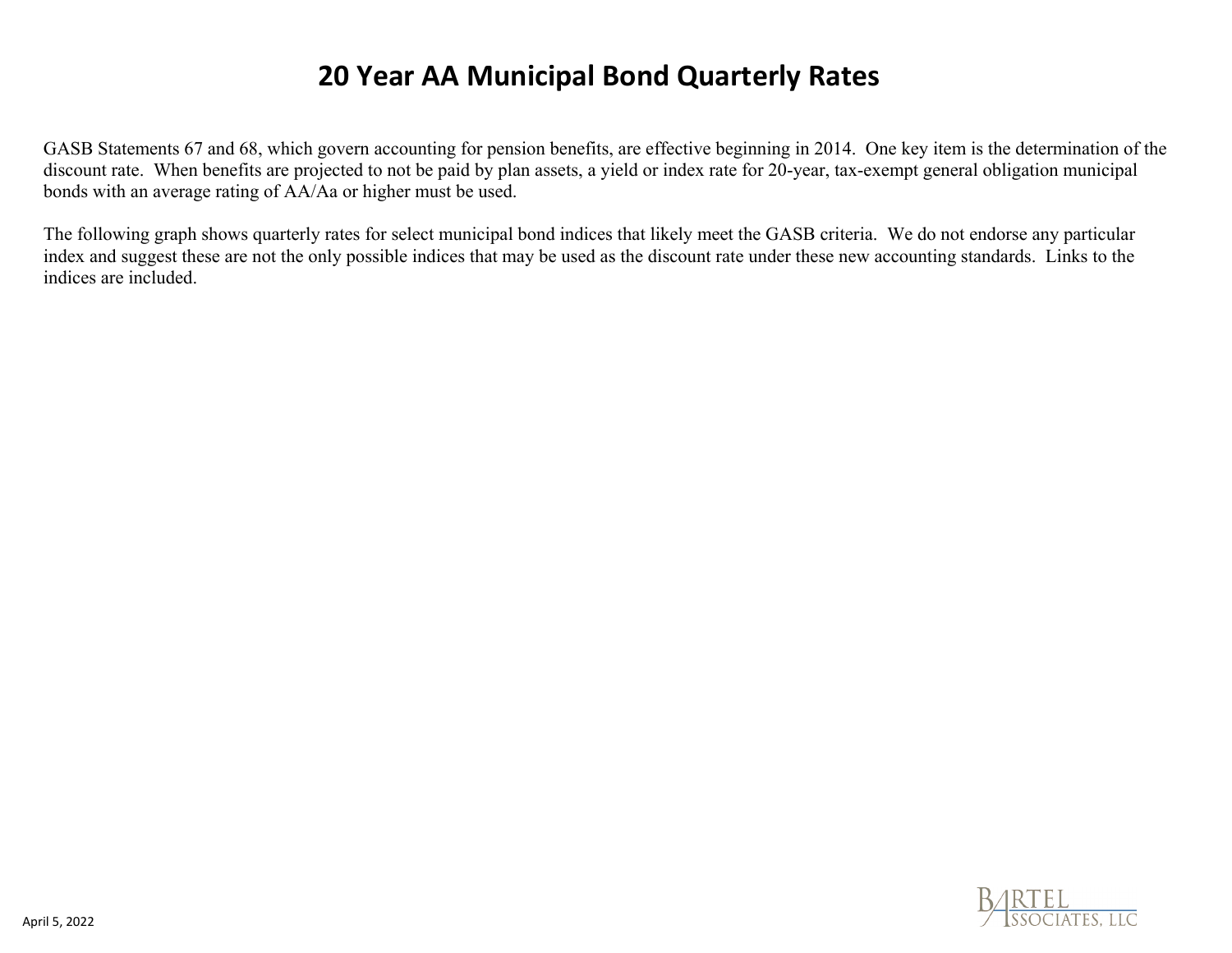# 20 Year AA Municipal Bond Quarterly Rates

GASB Statements 67 and 68, which govern accounting for pension benefits, are effective beginning in 2014. One key item is the determination of the discount rate. When benefits are projected to not be paid by plan assets, a yield or index rate for 20-year, tax-exempt general obligation municipal bonds with an average rating of AA/Aa or higher must be used.

The following graph shows quarterly rates for select municipal bond indices that likely meet the GASB criteria. We do not endorse any particular index and suggest these are not the only possible indices that may be used as the discount rate under these new accounting standards. Links to the indices are included.

April 5, 2022

Bartel Associates, LLC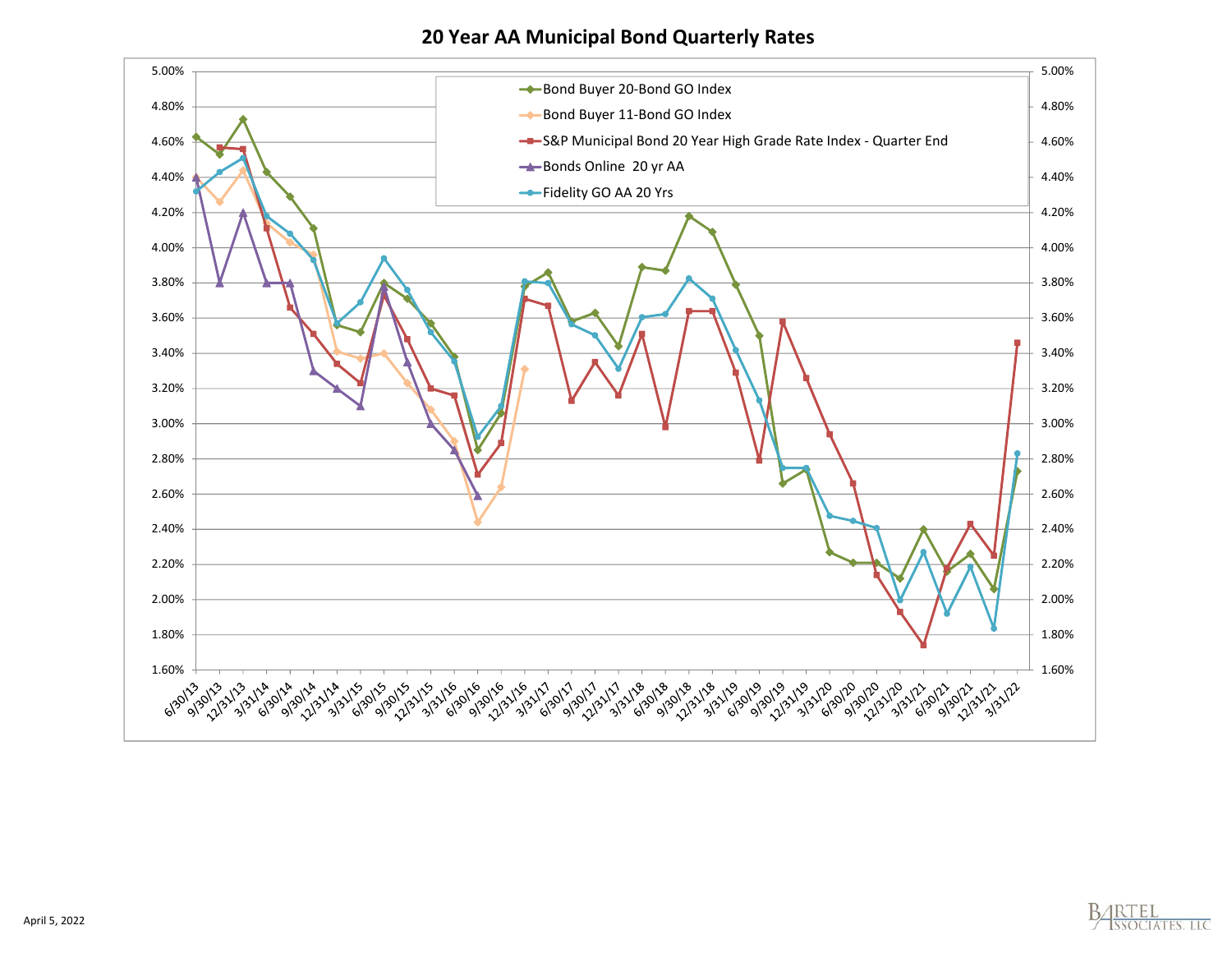# 20 Year AA Municipal Bond Quarterly Rates

- Bond Buyer 20-Bond GO Index
- Bond Buyer 11-Bond GO Index
- S&P Municipal Bond 20 Year High Grade Rate Index - Quarter End
- Bonds Online 20 yr AA
- Fidelity GO AA 20 Yrs

April 5, 2022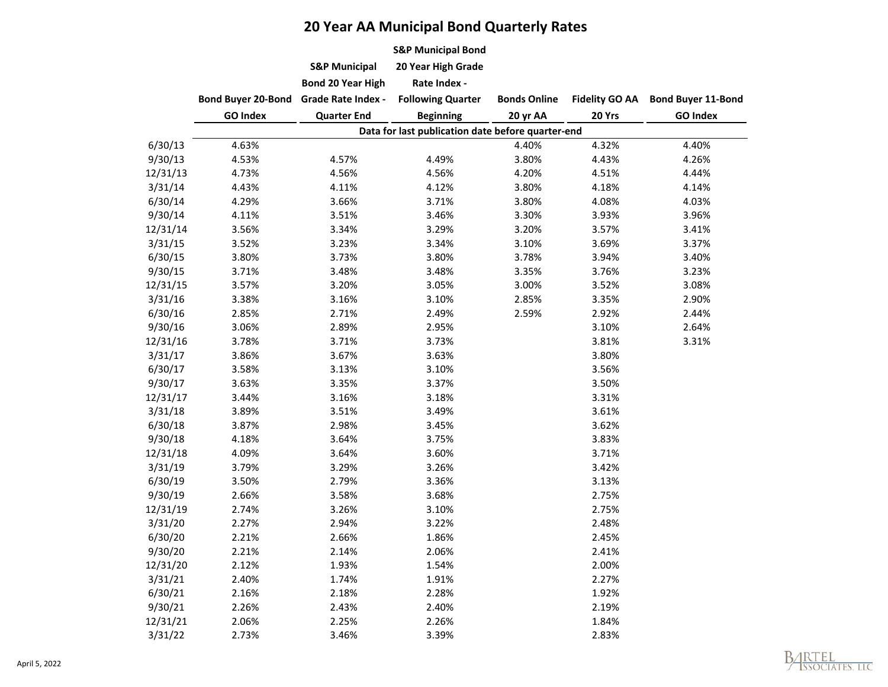# 20 Year AA Municipal Bond Quarterly Rates

| | Bond Buyer 20-Bond GO Index | S&P Municipal Bond 20 Year High Grade Rate Index - Quarter End | S&P Municipal Bond 20 Year High Grade Rate Index - Following Quarter Beginning | Bonds Online 20 yr AA | Fidelity GO AA 20 Yrs | Bond Buyer 11-Bond GO Index |
|---|---|---|---|---|---|---|
| | Data for last publication date before quarter-end | | | | | |
| 6/30/13 | 4.63% | | | 4.40% | 4.32% | 4.40% |
| 9/30/13 | 4.53% | 4.57% | 4.49% | 3.80% | 4.43% | 4.26% |
| 12/31/13 | 4.73% | 4.56% | 4.56% | 4.20% | 4.51% | 4.44% |
| 3/31/14 | 4.43% | 4.11% | 4.12% | 3.80% | 4.18% | 4.14% |
| 6/30/14 | 4.29% | 3.66% | 3.71% | 3.80% | 4.08% | 4.03% |
| 9/30/14 | 4.11% | 3.51% | 3.46% | 3.30% | 3.93% | 3.96% |
| 12/31/14 | 3.56% | 3.34% | 3.29% | 3.20% | 3.57% | 3.41% |
| 3/31/15 | 3.52% | 3.23% | 3.34% | 3.10% | 3.69% | 3.37% |
| 6/30/15 | 3.80% | 3.73% | 3.80% | 3.78% | 3.94% | 3.40% |
| 9/30/15 | 3.71% | 3.48% | 3.48% | 3.35% | 3.76% | 3.23% |
| 12/31/15 | 3.57% | 3.20% | 3.05% | 3.00% | 3.52% | 3.08% |
| 3/31/16 | 3.38% | 3.16% | 3.10% | 2.85% | 3.35% | 2.90% |
| 6/30/16 | 2.85% | 2.71% | 2.49% | 2.59% | 2.92% | 2.44% |
| 9/30/16 | 3.06% | 2.89% | 2.95% | | 3.10% | 2.64% |
| 12/31/16 | 3.78% | 3.71% | 3.73% | | 3.81% | 3.31% |
| 3/31/17 | 3.86% | 3.67% | 3.63% | | 3.80% | |
| 6/30/17 | 3.58% | 3.13% | 3.10% | | 3.56% | |
| 9/30/17 | 3.63% | 3.35% | 3.37% | | 3.50% | |
| 12/31/17 | 3.44% | 3.16% | 3.18% | | 3.31% | |
| 3/31/18 | 3.89% | 3.51% | 3.49% | | 3.61% | |
| 6/30/18 | 3.87% | 2.98% | 3.45% | | 3.62% | |
| 9/30/18 | 4.18% | 3.64% | 3.75% | | 3.83% | |
| 12/31/18 | 4.09% | 3.64% | 3.60% | | 3.71% | |
| 3/31/19 | 3.79% | 3.29% | 3.26% | | 3.42% | |
| 6/30/19 | 3.50% | 2.79% | 3.36% | | 3.13% | |
| 9/30/19 | 2.66% | 3.58% | 3.68% | | 2.75% | |
| 12/31/19 | 2.74% | 3.26% | 3.10% | | 2.75% | |
| 3/31/20 | 2.27% | 2.94% | 3.22% | | 2.48% | |
| 6/30/20 | 2.21% | 2.66% | 1.86% | | 2.45% | |
| 9/30/20 | 2.21% | 2.14% | 2.06% | | 2.41% | |
| 12/31/20 | 2.12% | 1.93% | 1.54% | | 2.00% | |
| 3/31/21 | 2.40% | 1.74% | 1.91% | | 2.27% | |
| 6/30/21 | 2.16% | 2.18% | 2.28% | | 1.92% | |
| 9/30/21 | 2.26% | 2.43% | 2.40% | | 2.19% | |
| 12/31/21 | 2.06% | 2.25% | 2.26% | | 1.84% | |
| 3/31/22 | 2.73% | 3.46% | 3.39% | | 2.83% | |

April 5, 2022

Bartel Associates, LLC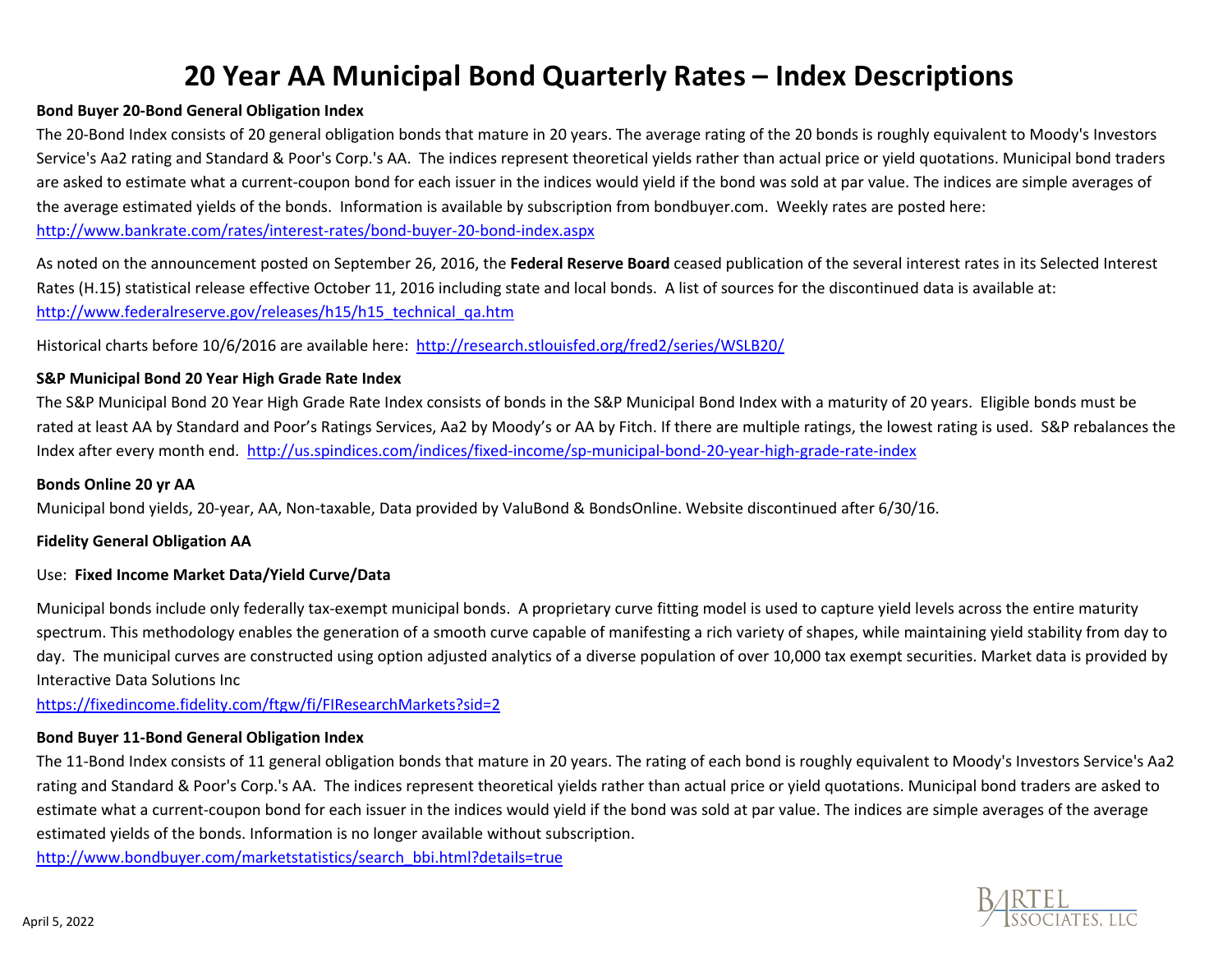# 20 Year AA Municipal Bond Quarterly Rates – Index Descriptions

**Bond Buyer 20-Bond General Obligation Index**

The 20-Bond Index consists of 20 general obligation bonds that mature in 20 years. The average rating of the 20 bonds is roughly equivalent to Moody's Investors Service's Aa2 rating and Standard & Poor's Corp.'s AA. The indices represent theoretical yields rather than actual price or yield quotations. Municipal bond traders are asked to estimate what a current-coupon bond for each issuer in the indices would yield if the bond was sold at par value. The indices are simple averages of the average estimated yields of the bonds. Information is available by subscription from bondbuyer.com. Weekly rates are posted here: http://www.bankrate.com/rates/interest-rates/bond-buyer-20-bond-index.aspx

As noted on the announcement posted on September 26, 2016, the **Federal Reserve Board** ceased publication of the several interest rates in its Selected Interest Rates (H.15) statistical release effective October 11, 2016 including state and local bonds. A list of sources for the discontinued data is available at: http://www.federalreserve.gov/releases/h15/h15_technical_qa.htm

Historical charts before 10/6/2016 are available here: http://research.stlouisfed.org/fred2/series/WSLB20/

**S&P Municipal Bond 20 Year High Grade Rate Index**

The S&P Municipal Bond 20 Year High Grade Rate Index consists of bonds in the S&P Municipal Bond Index with a maturity of 20 years. Eligible bonds must be rated at least AA by Standard and Poor's Ratings Services, Aa2 by Moody's or AA by Fitch. If there are multiple ratings, the lowest rating is used. S&P rebalances the Index after every month end. http://us.spindices.com/indices/fixed-income/sp-municipal-bond-20-year-high-grade-rate-index

**Bonds Online 20 yr AA**

Municipal bond yields, 20-year, AA, Non-taxable, Data provided by ValuBond & BondsOnline. Website discontinued after 6/30/16.

**Fidelity General Obligation AA**

Use: **Fixed Income Market Data/Yield Curve/Data**

Municipal bonds include only federally tax-exempt municipal bonds. A proprietary curve fitting model is used to capture yield levels across the entire maturity spectrum. This methodology enables the generation of a smooth curve capable of manifesting a rich variety of shapes, while maintaining yield stability from day to day. The municipal curves are constructed using option adjusted analytics of a diverse population of over 10,000 tax exempt securities. Market data is provided by Interactive Data Solutions Inc

https://fixedincome.fidelity.com/ftgw/fi/FIResearchMarkets?sid=2

**Bond Buyer 11-Bond General Obligation Index**

The 11-Bond Index consists of 11 general obligation bonds that mature in 20 years. The rating of each bond is roughly equivalent to Moody's Investors Service's Aa2 rating and Standard & Poor's Corp.'s AA. The indices represent theoretical yields rather than actual price or yield quotations. Municipal bond traders are asked to estimate what a current-coupon bond for each issuer in the indices would yield if the bond was sold at par value. The indices are simple averages of the average estimated yields of the bonds. Information is no longer available without subscription.

http://www.bondbuyer.com/marketstatistics/search_bbi.html?details=true

April 5, 2022

BARTEL ASSOCIATES, LLC